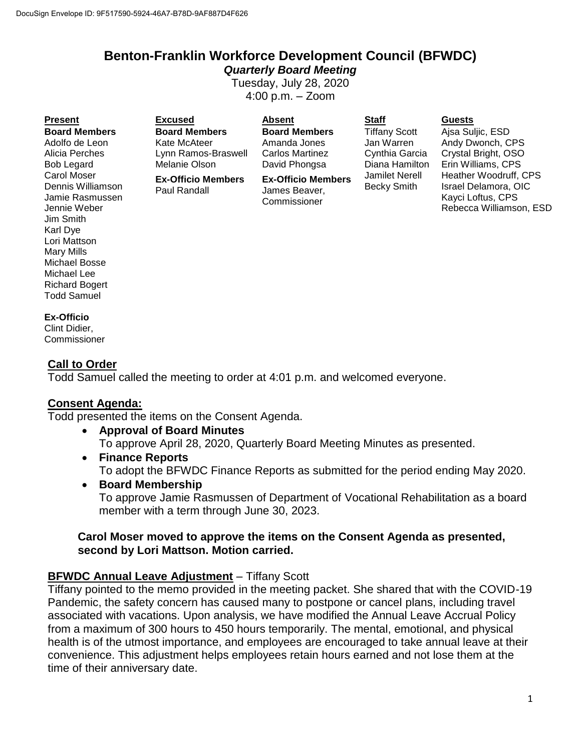DocuSign Envelope ID: 9F517590-5924-46A7-B78D-9AF887D4F626

# Benton-Franklin Workforce Development Council (BFWDC)

***Quarterly Board Meeting***

Tuesday, July 28, 2020

4:00 p.m. – Zoom

| Present | Excused | Absent | Staff | Guests |
|---|---|---|---|---|
| **Board Members** | **Board Members** | **Board Members** | Tiffany Scott | Ajsa Suljic, ESD |
| Adolfo de Leon | Kate McAteer | Amanda Jones | Jan Warren | Andy Dwonch, CPS |
| Alicia Perches | Lynn Ramos-Braswell | Carlos Martinez | Cynthia Garcia | Crystal Bright, OSO |
| Bob Legard | Melanie Olson | David Phongsa | Diana Hamilton | Erin Williams, CPS |
| Carol Moser | **Ex-Officio Members** | **Ex-Officio Members** | Jamilet Nerell | Heather Woodruff, CPS |
| Dennis Williamson | Paul Randall | James Beaver, Commissioner | Becky Smith | Israel Delamora, OIC |
| Jamie Rasmussen | | | | Kayci Loftus, CPS |
| Jennie Weber | | | | Rebecca Williamson, ESD |
| Jim Smith | | | | |
| Karl Dye | | | | |
| Lori Mattson | | | | |
| Mary Mills | | | | |
| Michael Bosse | | | | |
| Michael Lee | | | | |
| Richard Bogert | | | | |
| Todd Samuel | | | | |
| **Ex-Officio** | | | | |
| Clint Didier, Commissioner | | | | |

## Call to Order

Todd Samuel called the meeting to order at 4:01 p.m. and welcomed everyone.

## Consent Agenda:

Todd presented the items on the Consent Agenda.

- **Approval of Board Minutes**
  To approve April 28, 2020, Quarterly Board Meeting Minutes as presented.
- **Finance Reports**
  To adopt the BFWDC Finance Reports as submitted for the period ending May 2020.
- **Board Membership**
  To approve Jamie Rasmussen of Department of Vocational Rehabilitation as a board member with a term through June 30, 2023.

**Carol Moser moved to approve the items on the Consent Agenda as presented, second by Lori Mattson. Motion carried.**

## BFWDC Annual Leave Adjustment – Tiffany Scott

Tiffany pointed to the memo provided in the meeting packet. She shared that with the COVID-19 Pandemic, the safety concern has caused many to postpone or cancel plans, including travel associated with vacations. Upon analysis, we have modified the Annual Leave Accrual Policy from a maximum of 300 hours to 450 hours temporarily. The mental, emotional, and physical health is of the utmost importance, and employees are encouraged to take annual leave at their convenience. This adjustment helps employees retain hours earned and not lose them at the time of their anniversary date.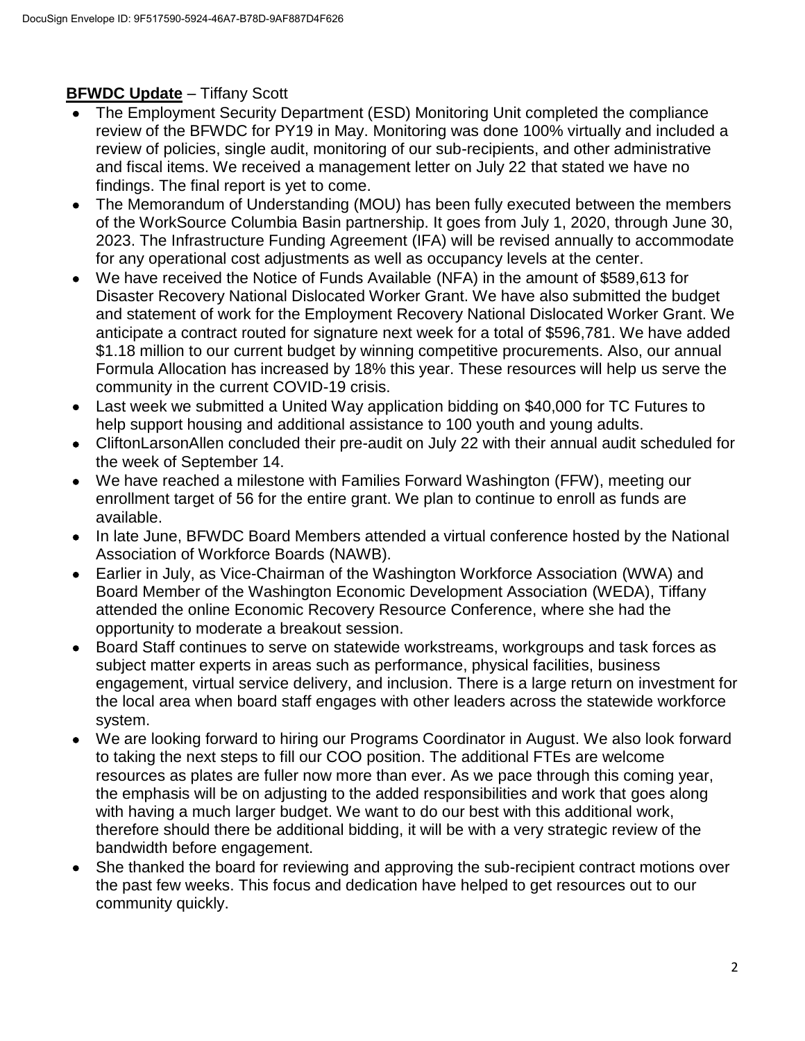**BFWDC Update** – Tiffany Scott

- The Employment Security Department (ESD) Monitoring Unit completed the compliance review of the BFWDC for PY19 in May. Monitoring was done 100% virtually and included a review of policies, single audit, monitoring of our sub-recipients, and other administrative and fiscal items. We received a management letter on July 22 that stated we have no findings. The final report is yet to come.
- The Memorandum of Understanding (MOU) has been fully executed between the members of the WorkSource Columbia Basin partnership. It goes from July 1, 2020, through June 30, 2023. The Infrastructure Funding Agreement (IFA) will be revised annually to accommodate for any operational cost adjustments as well as occupancy levels at the center.
- We have received the Notice of Funds Available (NFA) in the amount of $589,613 for Disaster Recovery National Dislocated Worker Grant. We have also submitted the budget and statement of work for the Employment Recovery National Dislocated Worker Grant. We anticipate a contract routed for signature next week for a total of $596,781. We have added $1.18 million to our current budget by winning competitive procurements. Also, our annual Formula Allocation has increased by 18% this year. These resources will help us serve the community in the current COVID-19 crisis.
- Last week we submitted a United Way application bidding on $40,000 for TC Futures to help support housing and additional assistance to 100 youth and young adults.
- CliftonLarsonAllen concluded their pre-audit on July 22 with their annual audit scheduled for the week of September 14.
- We have reached a milestone with Families Forward Washington (FFW), meeting our enrollment target of 56 for the entire grant. We plan to continue to enroll as funds are available.
- In late June, BFWDC Board Members attended a virtual conference hosted by the National Association of Workforce Boards (NAWB).
- Earlier in July, as Vice-Chairman of the Washington Workforce Association (WWA) and Board Member of the Washington Economic Development Association (WEDA), Tiffany attended the online Economic Recovery Resource Conference, where she had the opportunity to moderate a breakout session.
- Board Staff continues to serve on statewide workstreams, workgroups and task forces as subject matter experts in areas such as performance, physical facilities, business engagement, virtual service delivery, and inclusion. There is a large return on investment for the local area when board staff engages with other leaders across the statewide workforce system.
- We are looking forward to hiring our Programs Coordinator in August. We also look forward to taking the next steps to fill our COO position. The additional FTEs are welcome resources as plates are fuller now more than ever. As we pace through this coming year, the emphasis will be on adjusting to the added responsibilities and work that goes along with having a much larger budget. We want to do our best with this additional work, therefore should there be additional bidding, it will be with a very strategic review of the bandwidth before engagement.
- She thanked the board for reviewing and approving the sub-recipient contract motions over the past few weeks. This focus and dedication have helped to get resources out to our community quickly.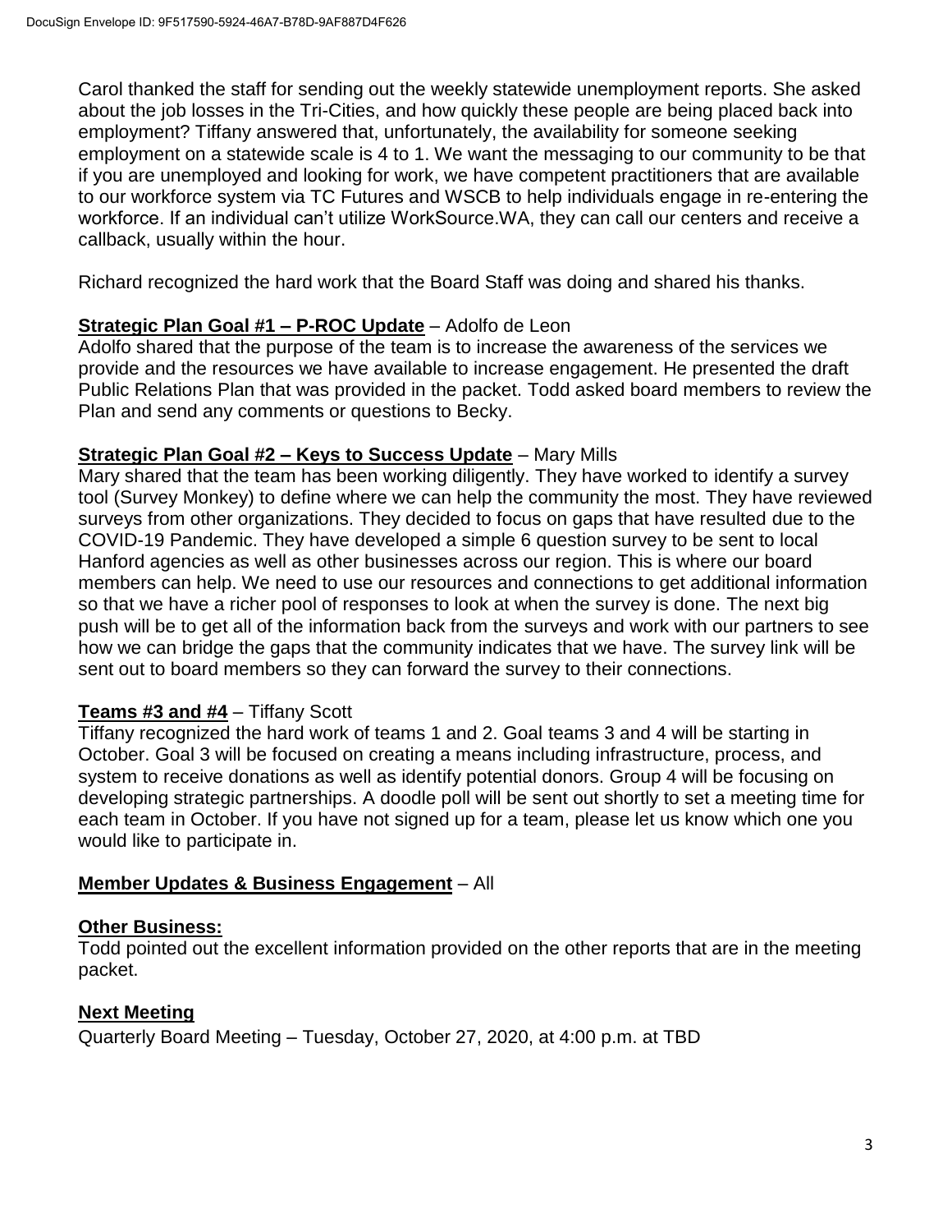Carol thanked the staff for sending out the weekly statewide unemployment reports. She asked about the job losses in the Tri-Cities, and how quickly these people are being placed back into employment? Tiffany answered that, unfortunately, the availability for someone seeking employment on a statewide scale is 4 to 1. We want the messaging to our community to be that if you are unemployed and looking for work, we have competent practitioners that are available to our workforce system via TC Futures and WSCB to help individuals engage in re-entering the workforce. If an individual can't utilize WorkSource.WA, they can call our centers and receive a callback, usually within the hour.

Richard recognized the hard work that the Board Staff was doing and shared his thanks.

**Strategic Plan Goal #1 – P-ROC Update** – Adolfo de Leon

Adolfo shared that the purpose of the team is to increase the awareness of the services we provide and the resources we have available to increase engagement. He presented the draft Public Relations Plan that was provided in the packet. Todd asked board members to review the Plan and send any comments or questions to Becky.

**Strategic Plan Goal #2 – Keys to Success Update** – Mary Mills

Mary shared that the team has been working diligently. They have worked to identify a survey tool (Survey Monkey) to define where we can help the community the most. They have reviewed surveys from other organizations. They decided to focus on gaps that have resulted due to the COVID-19 Pandemic. They have developed a simple 6 question survey to be sent to local Hanford agencies as well as other businesses across our region. This is where our board members can help. We need to use our resources and connections to get additional information so that we have a richer pool of responses to look at when the survey is done. The next big push will be to get all of the information back from the surveys and work with our partners to see how we can bridge the gaps that the community indicates that we have. The survey link will be sent out to board members so they can forward the survey to their connections.

**Teams #3 and #4** – Tiffany Scott

Tiffany recognized the hard work of teams 1 and 2. Goal teams 3 and 4 will be starting in October. Goal 3 will be focused on creating a means including infrastructure, process, and system to receive donations as well as identify potential donors. Group 4 will be focusing on developing strategic partnerships. A doodle poll will be sent out shortly to set a meeting time for each team in October. If you have not signed up for a team, please let us know which one you would like to participate in.

**Member Updates & Business Engagement** – All

**Other Business:**

Todd pointed out the excellent information provided on the other reports that are in the meeting packet.

**Next Meeting**

Quarterly Board Meeting – Tuesday, October 27, 2020, at 4:00 p.m. at TBD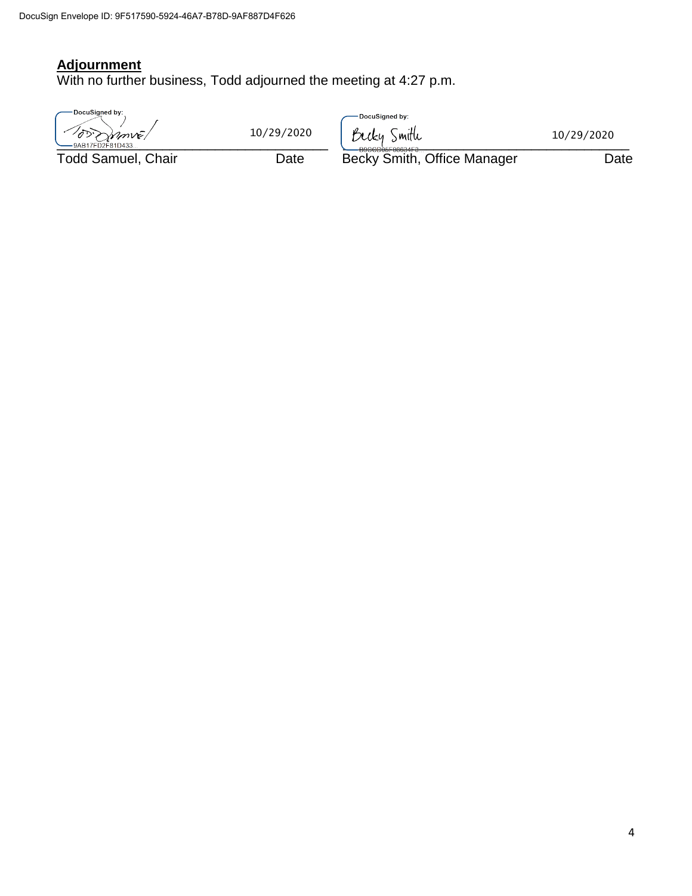DocuSign Envelope ID: 9F517590-5924-46A7-B78D-9AF887D4F626

**Adjournment**

With no further business, Todd adjourned the meeting at 4:27 p.m.

| | | | |
|---|---|---|---|
| DocuSigned by: Todd Samuel (9AB17FD2F81D433...) | 10/29/2020 | DocuSigned by: Becky Smith (B9CCD95F08634F3...) | 10/29/2020 |
| Todd Samuel, Chair | Date | Becky Smith, Office Manager | Date |